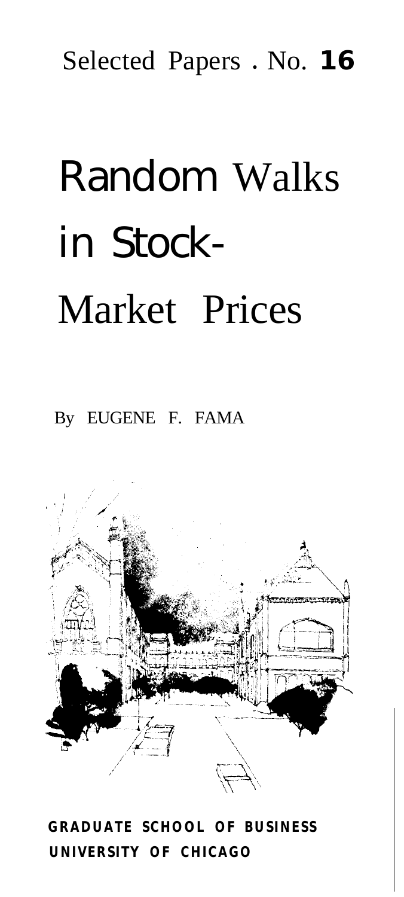Selected Papers . No. **16**

# Random Walks in Stock-Market Prices

By EUGENE F. FAMA

**GRADUATE SCHOOL OF BUSINESS**
**UNIVERSITY OF CHICAGO**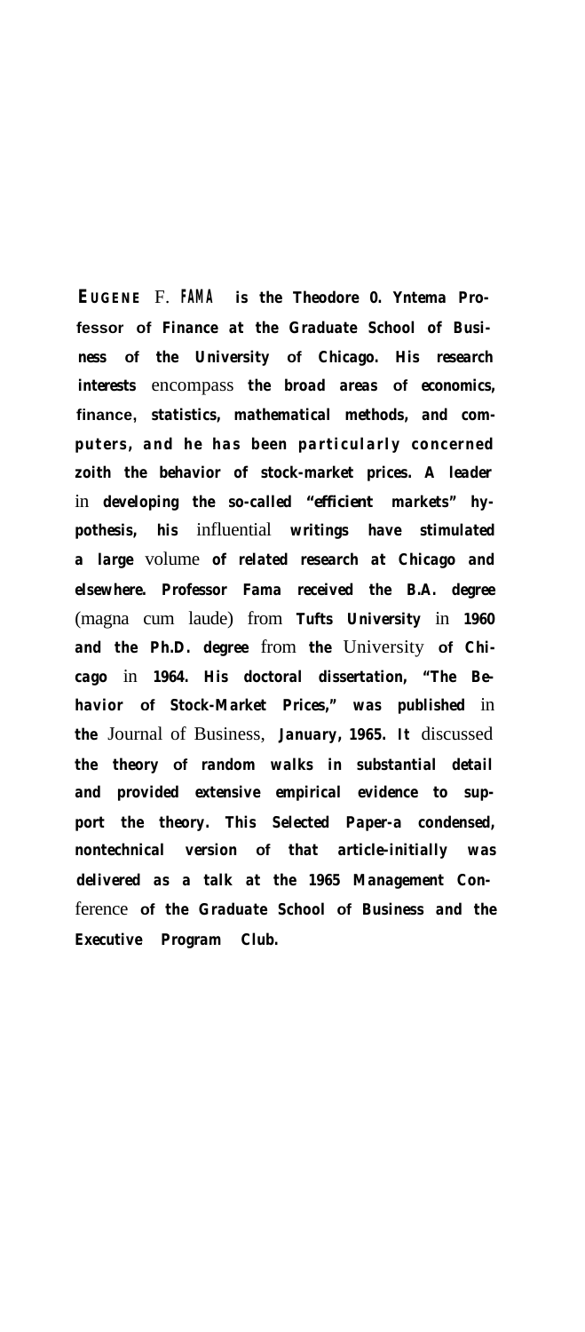**EUGENE F. FAMA** is the Theodore O. Yntema Professor of Finance at the Graduate School of Business of the University of Chicago. His research interests encompass the broad areas of economics, finance, statistics, mathematical methods, and computers, and he has been particularly concerned zoith the behavior of stock-market prices. A leader in developing the so-called "efficient markets" hypothesis, his influential writings have stimulated a large volume of related research at Chicago and elsewhere. Professor Fama received the B.A. degree (magna cum laude) from Tufts University in 1960 and the Ph.D. degree from the University of Chicago in 1964. His doctoral dissertation, "The Behavior of Stock-Market Prices," was published in the *Journal of Business*, January, 1965. It discussed the theory of random walks in substantial detail and provided extensive empirical evidence to support the theory. This Selected Paper-a condensed, nontechnical version of that article-initially was delivered as a talk at the 1965 Management Conference of the Graduate School of Business and the Executive Program Club.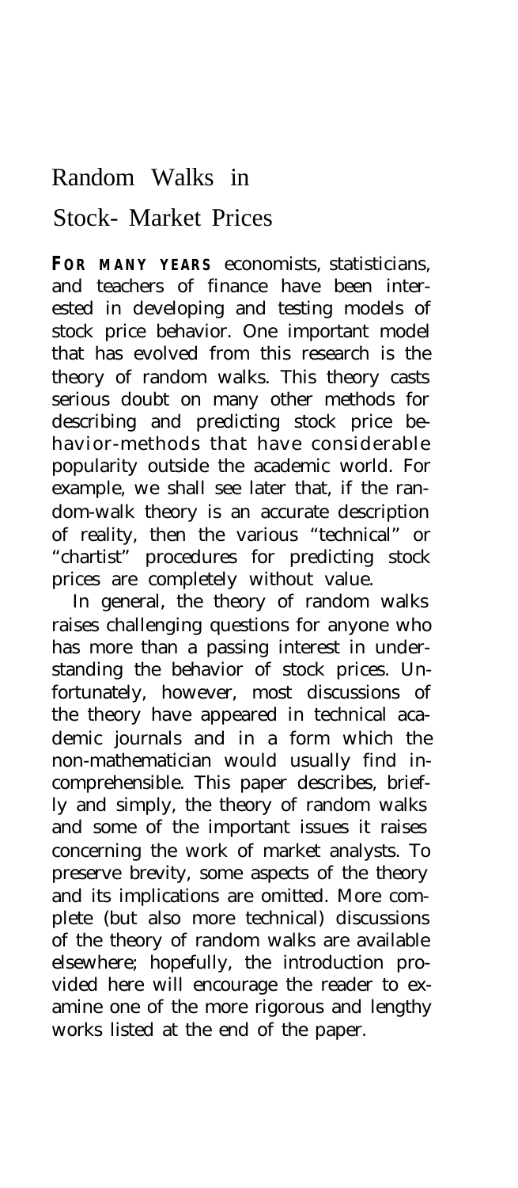# Random Walks in Stock-Market Prices

**FOR MANY YEARS** economists, statisticians, and teachers of finance have been interested in developing and testing models of stock price behavior. One important model that has evolved from this research is the theory of random walks. This theory casts serious doubt on many other methods for describing and predicting stock price behavior-methods that have considerable popularity outside the academic world. For example, we shall see later that, if the random-walk theory is an accurate description of reality, then the various "technical" or "chartist" procedures for predicting stock prices are completely without value.

In general, the theory of random walks raises challenging questions for anyone who has more than a passing interest in understanding the behavior of stock prices. Unfortunately, however, most discussions of the theory have appeared in technical academic journals and in a form which the non-mathematician would usually find incomprehensible. This paper describes, briefly and simply, the theory of random walks and some of the important issues it raises concerning the work of market analysts. To preserve brevity, some aspects of the theory and its implications are omitted. More complete (but also more technical) discussions of the theory of random walks are available elsewhere; hopefully, the introduction provided here will encourage the reader to examine one of the more rigorous and lengthy works listed at the end of the paper.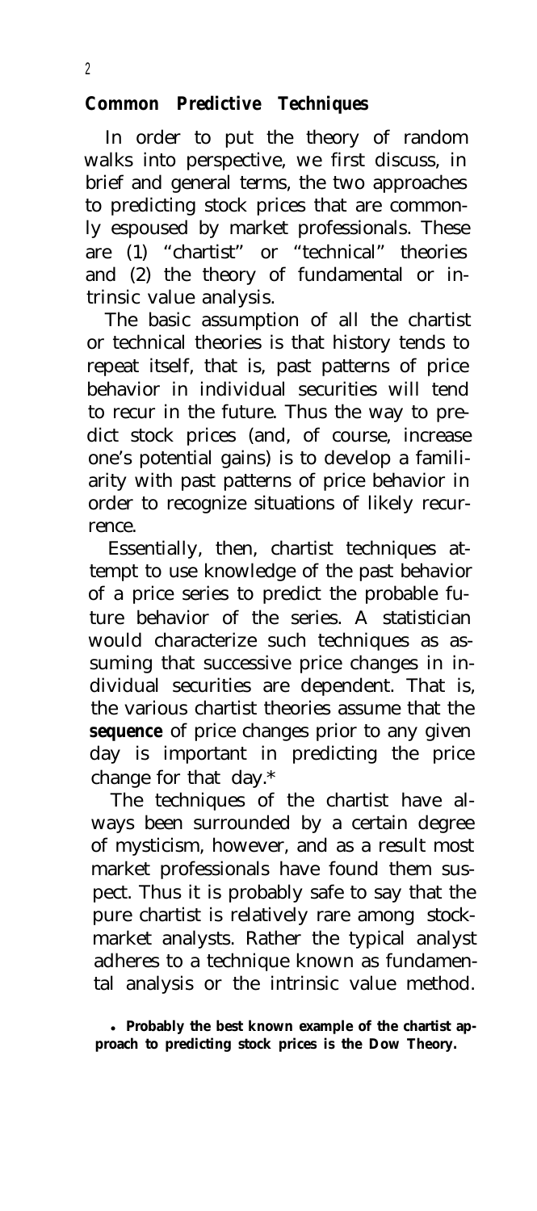### Common Predictive Techniques

In order to put the theory of random walks into perspective, we first discuss, in brief and general terms, the two approaches to predicting stock prices that are commonly espoused by market professionals. These are (1) "chartist" or "technical" theories and (2) the theory of fundamental or intrinsic value analysis.

The basic assumption of all the chartist or technical theories is that history tends to repeat itself, that is, past patterns of price behavior in individual securities will tend to recur in the future. Thus the way to predict stock prices (and, of course, increase one's potential gains) is to develop a familiarity with past patterns of price behavior in order to recognize situations of likely recurrence.

Essentially, then, chartist techniques attempt to use knowledge of the past behavior of a price series to predict the probable future behavior of the series. A statistician would characterize such techniques as assuming that successive price changes in individual securities are dependent. That is, the various chartist theories assume that the **sequence** of price changes prior to any given day is important in predicting the price change for that day.*

The techniques of the chartist have always been surrounded by a certain degree of mysticism, however, and as a result most market professionals have found them suspect. Thus it is probably safe to say that the pure chartist is relatively rare among stock-market analysts. Rather the typical analyst adheres to a technique known as fundamental analysis or the intrinsic value method.

* **Probably the best known example of the chartist approach to predicting stock prices is the Dow Theory.**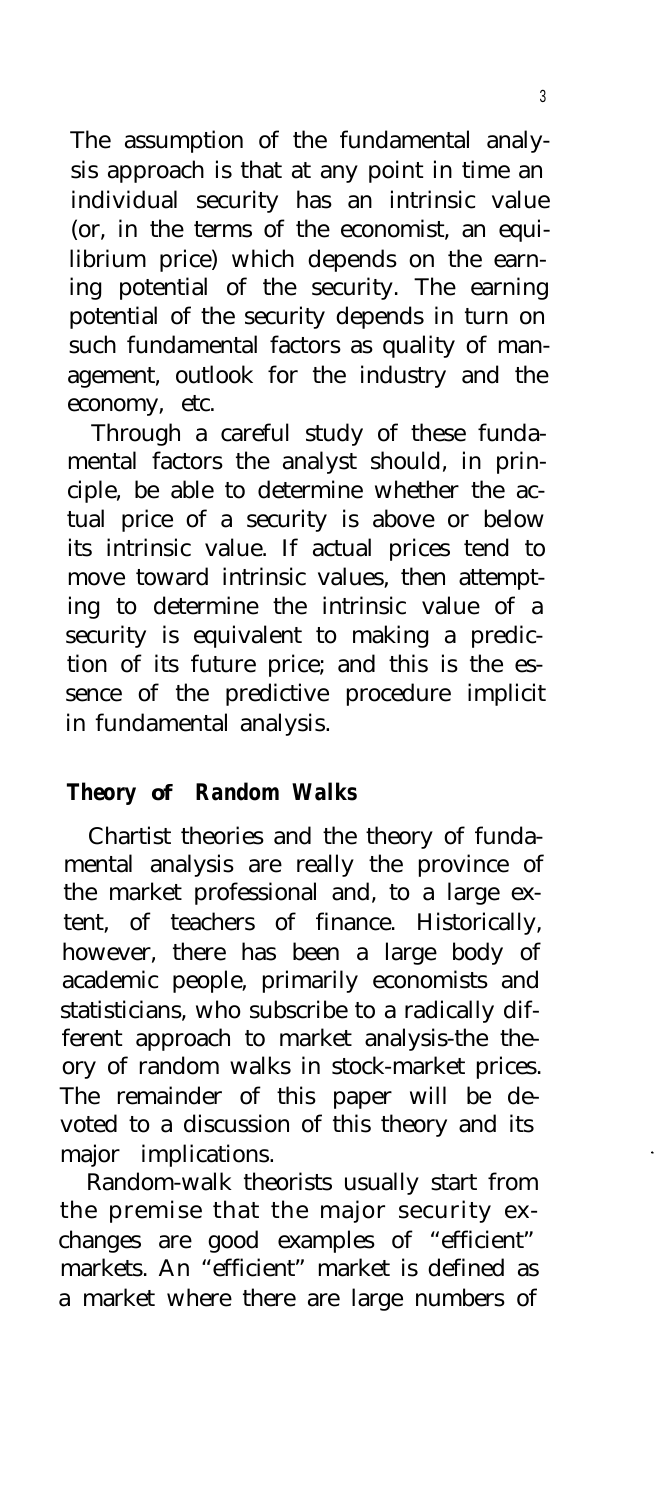The assumption of the fundamental analysis approach is that at any point in time an individual security has an intrinsic value (or, in the terms of the economist, an equilibrium price) which depends on the earning potential of the security. The earning potential of the security depends in turn on such fundamental factors as quality of management, outlook for the industry and the economy, etc.

Through a careful study of these fundamental factors the analyst should, in principle, be able to determine whether the actual price of a security is above or below its intrinsic value. If actual prices tend to move toward intrinsic values, then attempting to determine the intrinsic value of a security is equivalent to making a prediction of its future price; and this is the essence of the predictive procedure implicit in fundamental analysis.

### *Theory of Random Walks*

Chartist theories and the theory of fundamental analysis are really the province of the market professional and, to a large extent, of teachers of finance. Historically, however, there has been a large body of academic people, primarily economists and statisticians, who subscribe to a radically different approach to market analysis-the theory of random walks in stock-market prices. The remainder of this paper will be devoted to a discussion of this theory and its major implications.

Random-walk theorists usually start from the premise that the major security exchanges are good examples of "efficient" markets. An "efficient" market is defined as a market where there are large numbers of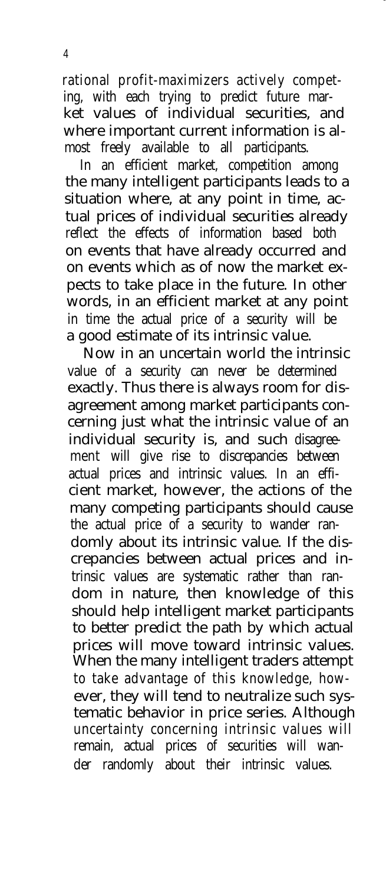rational profit-maximizers actively competing, with each trying to predict future market values of individual securities, and where important current information is almost freely available to all participants.

In an efficient market, competition among the many intelligent participants leads to a situation where, at any point in time, actual prices of individual securities already reflect the effects of information based both on events that have already occurred and on events which as of now the market expects to take place in the future. In other words, in an efficient market at any point in time the actual price of a security will be a good estimate of its intrinsic value.

Now in an uncertain world the intrinsic value of a security can never be determined exactly. Thus there is always room for disagreement among market participants concerning just what the intrinsic value of an individual security is, and such disagreement will give rise to discrepancies between actual prices and intrinsic values. In an efficient market, however, the actions of the many competing participants should cause the actual price of a security to wander randomly about its intrinsic value. If the discrepancies between actual prices and intrinsic values are systematic rather than random in nature, then knowledge of this should help intelligent market participants to better predict the path by which actual prices will move toward intrinsic values. When the many intelligent traders attempt to take advantage of this knowledge, however, they will tend to neutralize such systematic behavior in price series. Although uncertainty concerning intrinsic values will remain, actual prices of securities will wander randomly about their intrinsic values.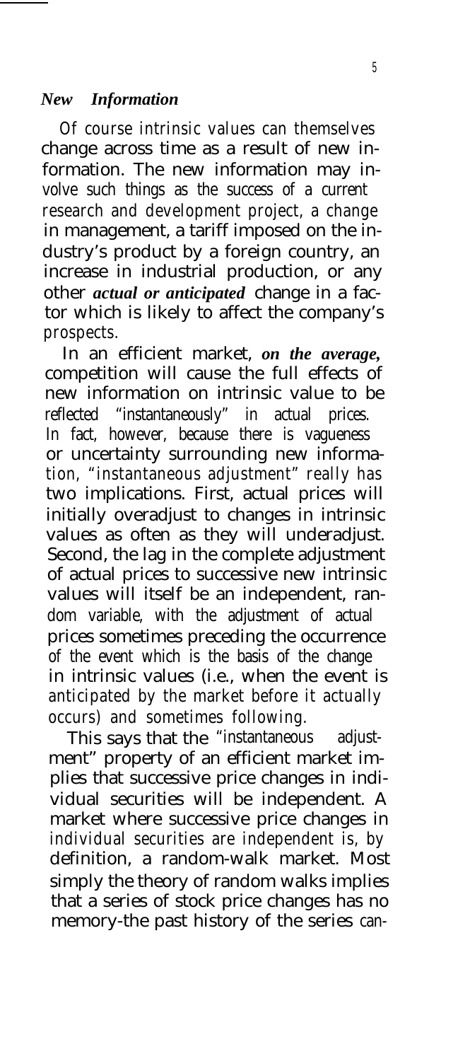### *New Information*

Of course intrinsic values can themselves change across time as a result of new information. The new information may involve such things as the success of a current research and development project, a change in management, a tariff imposed on the industry's product by a foreign country, an increase in industrial production, or any other ***actual or anticipated*** change in a factor which is likely to affect the company's prospects.

In an efficient market, ***on the average,*** competition will cause the full effects of new information on intrinsic value to be reflected "instantaneously" in actual prices. In fact, however, because there is vagueness or uncertainty surrounding new information, "instantaneous adjustment" really has two implications. First, actual prices will initially overadjust to changes in intrinsic values as often as they will underadjust. Second, the lag in the complete adjustment of actual prices to successive new intrinsic values will itself be an independent, random variable, with the adjustment of actual prices sometimes preceding the occurrence of the event which is the basis of the change in intrinsic values (i.e., when the event is anticipated by the market before it actually occurs) and sometimes following.

This says that the "instantaneous adjustment" property of an efficient market implies that successive price changes in individual securities will be independent. A market where successive price changes in individual securities are independent is, by definition, a random-walk market. Most simply the theory of random walks implies that a series of stock price changes has no memory-the past history of the series can-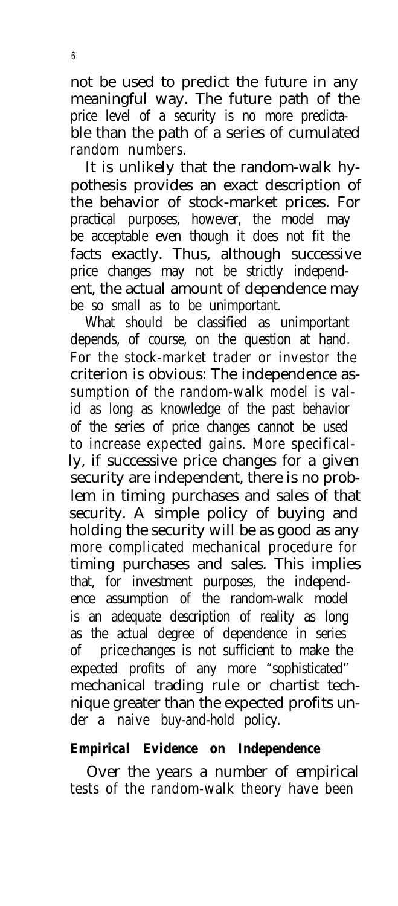not be used to predict the future in any meaningful way. The future path of the price level of a security is no more predictable than the path of a series of cumulated random numbers.

It is unlikely that the random-walk hypothesis provides an exact description of the behavior of stock-market prices. For practical purposes, however, the model may be acceptable even though it does not fit the facts exactly. Thus, although successive price changes may not be strictly independent, the actual amount of dependence may be so small as to be unimportant.

What should be classified as unimportant depends, of course, on the question at hand. For the stock-market trader or investor the criterion is obvious: The independence assumption of the random-walk model is valid as long as knowledge of the past behavior of the series of price changes cannot be used to increase expected gains. More specifically, if successive price changes for a given security are independent, there is no problem in timing purchases and sales of that security. A simple policy of buying and holding the security will be as good as any more complicated mechanical procedure for timing purchases and sales. This implies that, for investment purposes, the independence assumption of the random-walk model is an adequate description of reality as long as the actual degree of dependence in series of price changes is not sufficient to make the expected profits of any more "sophisticated" mechanical trading rule or chartist technique greater than the expected profits under a naive buy-and-hold policy.

### *Empirical Evidence on Independence*

Over the years a number of empirical tests of the random-walk theory have been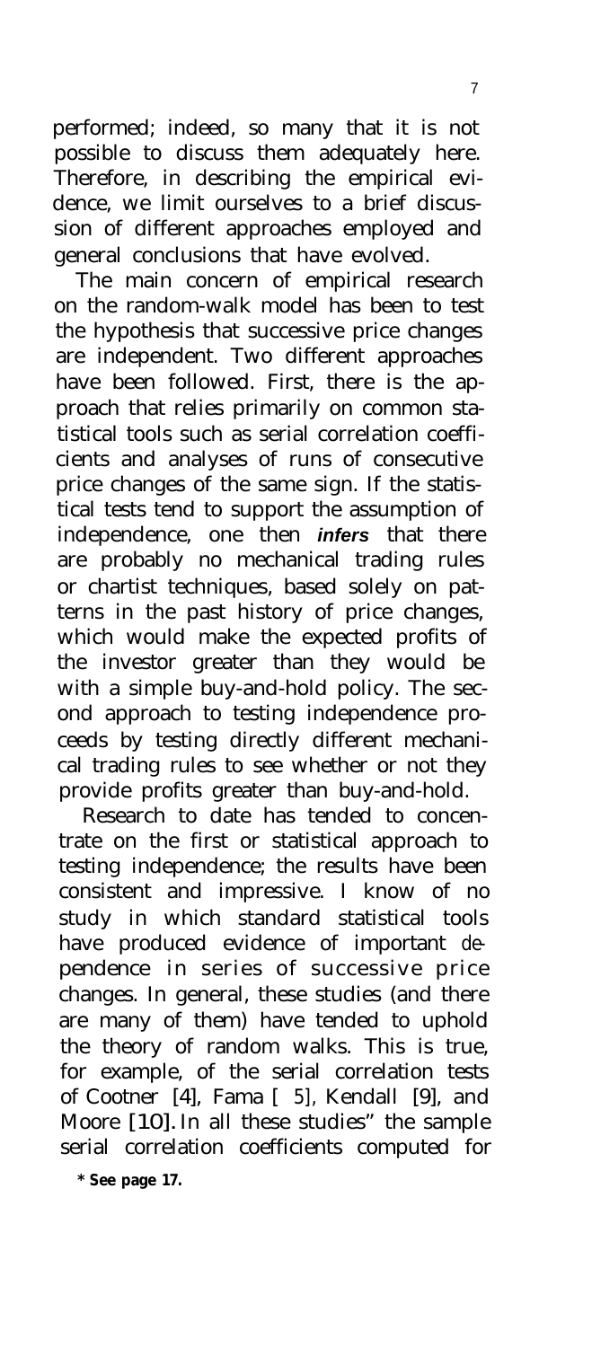performed; indeed, so many that it is not possible to discuss them adequately here. Therefore, in describing the empirical evidence, we limit ourselves to a brief discussion of different approaches employed and general conclusions that have evolved.

The main concern of empirical research on the random-walk model has been to test the hypothesis that successive price changes are independent. Two different approaches have been followed. First, there is the approach that relies primarily on common statistical tools such as serial correlation coefficients and analyses of runs of consecutive price changes of the same sign. If the statistical tests tend to support the assumption of independence, one then ***infers*** that there are probably no mechanical trading rules or chartist techniques, based solely on patterns in the past history of price changes, which would make the expected profits of the investor greater than they would be with a simple buy-and-hold policy. The second approach to testing independence proceeds by testing directly different mechanical trading rules to see whether or not they provide profits greater than buy-and-hold.

Research to date has tended to concentrate on the first or statistical approach to testing independence; the results have been consistent and impressive. I know of no study in which standard statistical tools have produced evidence of important dependence in series of successive price changes. In general, these studies (and there are many of them) have tended to uphold the theory of random walks. This is true, for example, of the serial correlation tests of Cootner [4], Fama [5], Kendall [9], and Moore [10]. In all these studies" the sample serial correlation coefficients computed for

**\* See page 17.**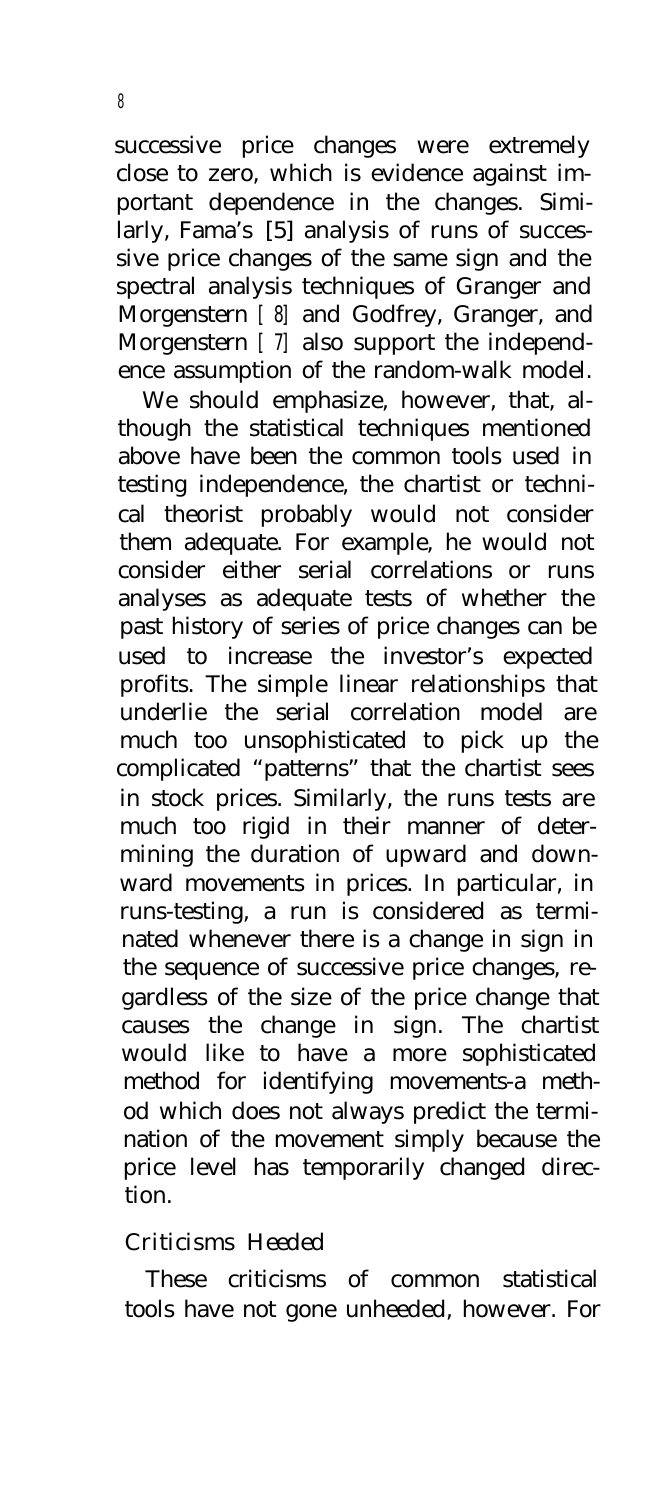successive price changes were extremely close to zero, which is evidence against important dependence in the changes. Similarly, Fama's [5] analysis of runs of successive price changes of the same sign and the spectral analysis techniques of Granger and Morgenstern [8] and Godfrey, Granger, and Morgenstern [7] also support the independence assumption of the random-walk model.

We should emphasize, however, that, although the statistical techniques mentioned above have been the common tools used in testing independence, the chartist or technical theorist probably would not consider them adequate. For example, he would not consider either serial correlations or runs analyses as adequate tests of whether the past history of series of price changes can be used to increase the investor's expected profits. The simple linear relationships that underlie the serial correlation model are much too unsophisticated to pick up the complicated "patterns" that the chartist sees in stock prices. Similarly, the runs tests are much too rigid in their manner of determining the duration of upward and downward movements in prices. In particular, in runs-testing, a run is considered as terminated whenever there is a change in sign in the sequence of successive price changes, regardless of the size of the price change that causes the change in sign. The chartist would like to have a more sophisticated method for identifying movements-a method which does not always predict the termination of the movement simply because the price level has temporarily changed direction.

### *Criticisms Heeded*

These criticisms of common statistical tools have not gone unheeded, however. For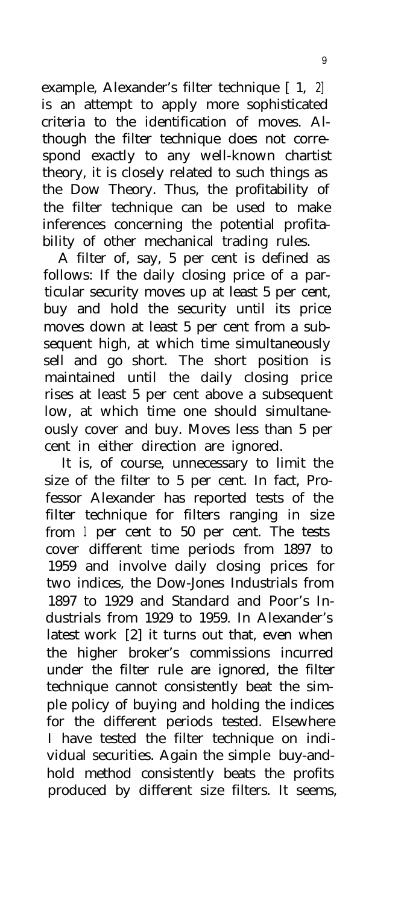example, Alexander's filter technique [1, 2] is an attempt to apply more sophisticated criteria to the identification of moves. Although the filter technique does not correspond exactly to any well-known chartist theory, it is closely related to such things as the Dow Theory. Thus, the profitability of the filter technique can be used to make inferences concerning the potential profitability of other mechanical trading rules.

A filter of, say, 5 per cent is defined as follows: If the daily closing price of a particular security moves up at least 5 per cent, buy and hold the security until its price moves down at least 5 per cent from a subsequent high, at which time simultaneously sell and go short. The short position is maintained until the daily closing price rises at least 5 per cent above a subsequent low, at which time one should simultaneously cover and buy. Moves less than 5 per cent in either direction are ignored.

It is, of course, unnecessary to limit the size of the filter to 5 per cent. In fact, Professor Alexander has reported tests of the filter technique for filters ranging in size from 1 per cent to 50 per cent. The tests cover different time periods from 1897 to 1959 and involve daily closing prices for two indices, the Dow-Jones Industrials from 1897 to 1929 and Standard and Poor's Industrials from 1929 to 1959. In Alexander's latest work [2] it turns out that, even when the higher broker's commissions incurred under the filter rule are ignored, the filter technique cannot consistently beat the simple policy of buying and holding the indices for the different periods tested. Elsewhere I have tested the filter technique on individual securities. Again the simple buy-and-hold method consistently beats the profits produced by different size filters. It seems,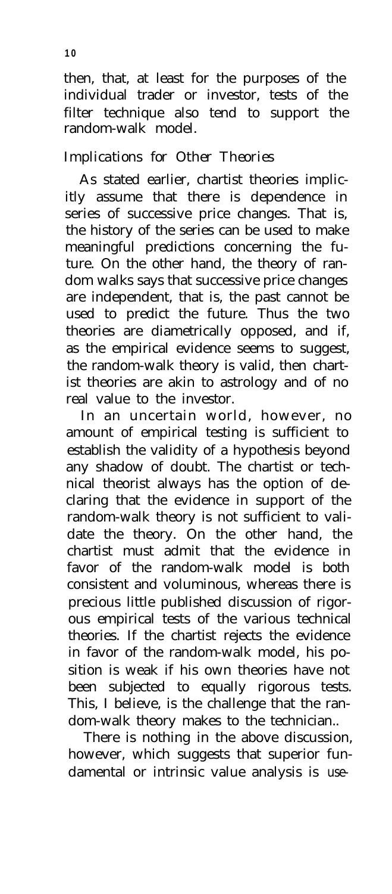then, that, at least for the purposes of the individual trader or investor, tests of the filter technique also tend to support the random-walk model.

## *Implications for Other Theories*

As stated earlier, chartist theories implicitly assume that there is dependence in series of successive price changes. That is, the history of the series can be used to make meaningful predictions concerning the future. On the other hand, the theory of random walks says that successive price changes are independent, that is, the past cannot be used to predict the future. Thus the two theories are diametrically opposed, and if, as the empirical evidence seems to suggest, the random-walk theory is valid, then chartist theories are akin to astrology and of no real value to the investor.

In an uncertain world, however, no amount of empirical testing is sufficient to establish the validity of a hypothesis beyond any shadow of doubt. The chartist or technical theorist always has the option of declaring that the evidence in support of the random-walk theory is not sufficient to validate the theory. On the other hand, the chartist must admit that the evidence in favor of the random-walk model is both consistent and voluminous, whereas there is precious little published discussion of rigorous empirical tests of the various technical theories. If the chartist rejects the evidence in favor of the random-walk model, his position is weak if his own theories have not been subjected to equally rigorous tests. This, I believe, is the challenge that the random-walk theory makes to the technician..

There is nothing in the above discussion, however, which suggests that superior fundamental or intrinsic value analysis is use-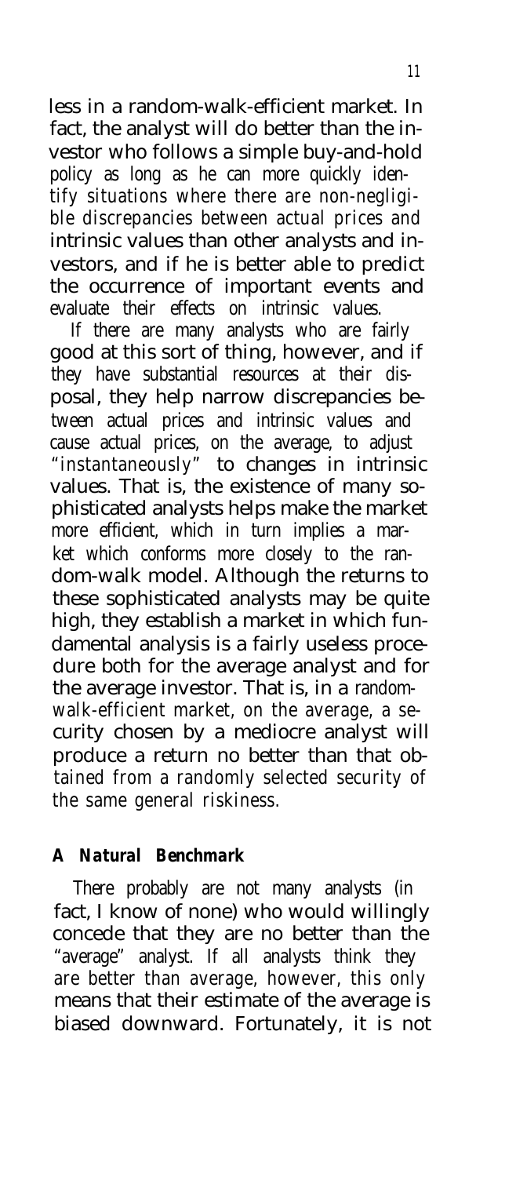less in a random-walk-efficient market. In fact, the analyst will do better than the investor who follows a simple buy-and-hold policy as long as he can more quickly identify situations where there are non-negligible discrepancies between actual prices and intrinsic values than other analysts and investors, and if he is better able to predict the occurrence of important events and evaluate their effects on intrinsic values.

If there are many analysts who are fairly good at this sort of thing, however, and if they have substantial resources at their disposal, they help narrow discrepancies between actual prices and intrinsic values and cause actual prices, on the average, to adjust "instantaneously" to changes in intrinsic values. That is, the existence of many sophisticated analysts helps make the market more efficient, which in turn implies a market which conforms more closely to the random-walk model. Although the returns to these sophisticated analysts may be quite high, they establish a market in which fundamental analysis is a fairly useless procedure both for the average analyst and for the average investor. That is, in a random-walk-efficient market, on the average, a security chosen by a mediocre analyst will produce a return no better than that obtained from a randomly selected security of the same general riskiness.

### *A Natural Benchmark*

There probably are not many analysts (in fact, I know of none) who would willingly concede that they are no better than the "average" analyst. If all analysts think they are better than average, however, this only means that their estimate of the average is biased downward. Fortunately, it is not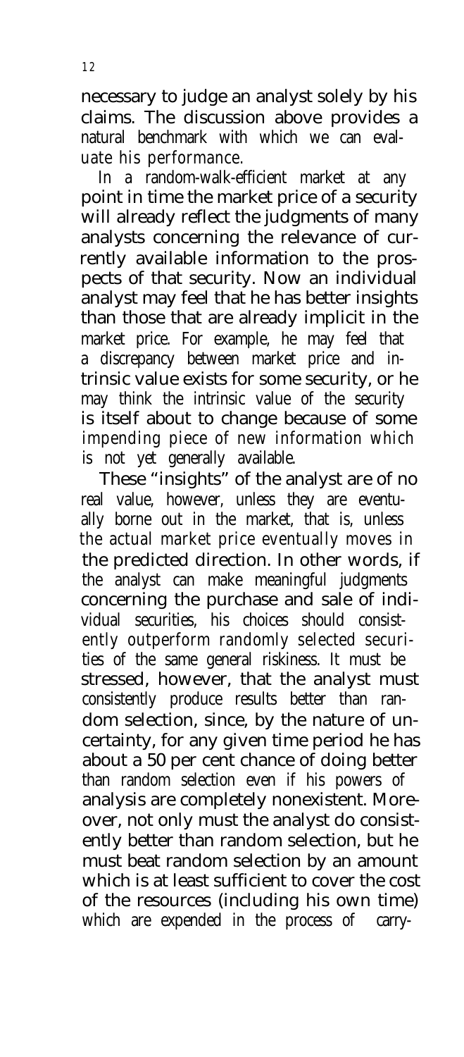necessary to judge an analyst solely by his claims. The discussion above provides a natural benchmark with which we can evaluate his performance.

In a random-walk-efficient market at any point in time the market price of a security will already reflect the judgments of many analysts concerning the relevance of currently available information to the prospects of that security. Now an individual analyst may feel that he has better insights than those that are already implicit in the market price. For example, he may feel that a discrepancy between market price and intrinsic value exists for some security, or he may think the intrinsic value of the security is itself about to change because of some impending piece of new information which is not yet generally available.

These "insights" of the analyst are of no real value, however, unless they are eventually borne out in the market, that is, unless the actual market price eventually moves in the predicted direction. In other words, if the analyst can make meaningful judgments concerning the purchase and sale of individual securities, his choices should consistently outperform randomly selected securities of the same general riskiness. It must be stressed, however, that the analyst must consistently produce results better than random selection, since, by the nature of uncertainty, for any given time period he has about a 50 per cent chance of doing better than random selection even if his powers of analysis are completely nonexistent. Moreover, not only must the analyst do consistently better than random selection, but he must beat random selection by an amount which is at least sufficient to cover the cost of the resources (including his own time) which are expended in the process of carry-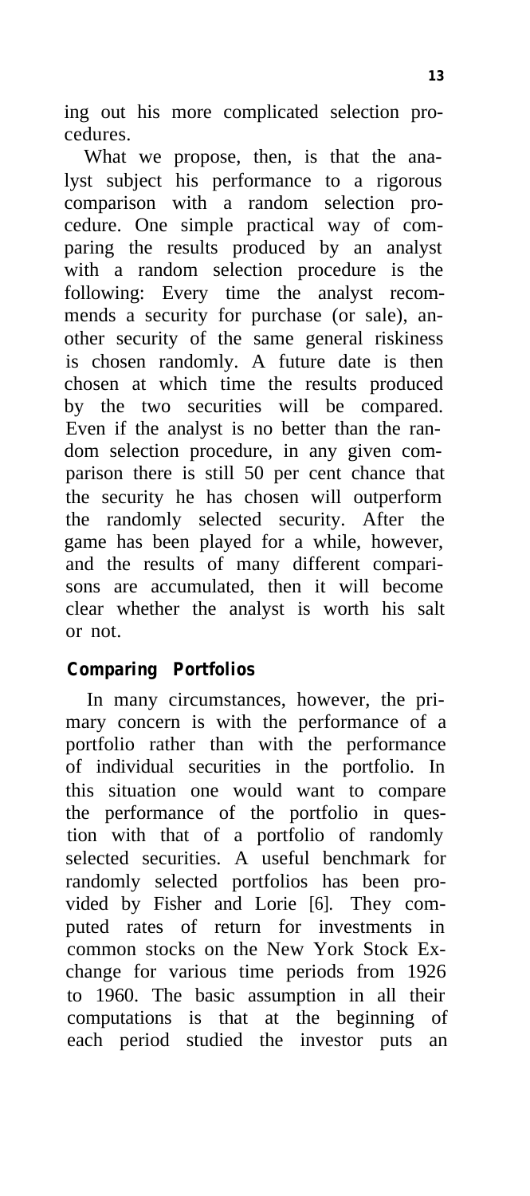ing out his more complicated selection procedures.

What we propose, then, is that the analyst subject his performance to a rigorous comparison with a random selection procedure. One simple practical way of comparing the results produced by an analyst with a random selection procedure is the following: Every time the analyst recommends a security for purchase (or sale), another security of the same general riskiness is chosen randomly. A future date is then chosen at which time the results produced by the two securities will be compared. Even if the analyst is no better than the random selection procedure, in any given comparison there is still 50 per cent chance that the security he has chosen will outperform the randomly selected security. After the game has been played for a while, however, and the results of many different comparisons are accumulated, then it will become clear whether the analyst is worth his salt or not.

### Comparing Portfolios

In many circumstances, however, the primary concern is with the performance of a portfolio rather than with the performance of individual securities in the portfolio. In this situation one would want to compare the performance of the portfolio in question with that of a portfolio of randomly selected securities. A useful benchmark for randomly selected portfolios has been provided by Fisher and Lorie [6]. They computed rates of return for investments in common stocks on the New York Stock Exchange for various time periods from 1926 to 1960. The basic assumption in all their computations is that at the beginning of each period studied the investor puts an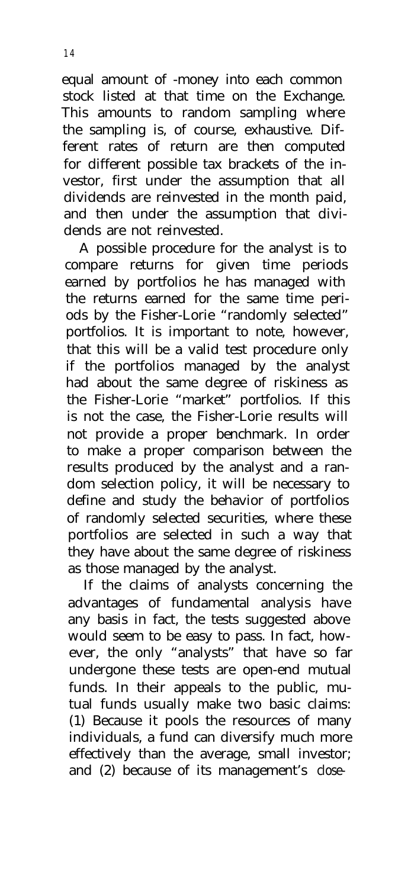equal amount of money into each common stock listed at that time on the Exchange. This amounts to random sampling where the sampling is, of course, exhaustive. Different rates of return are then computed for different possible tax brackets of the investor, first under the assumption that all dividends are reinvested in the month paid, and then under the assumption that dividends are not reinvested.

A possible procedure for the analyst is to compare returns for given time periods earned by portfolios he has managed with the returns earned for the same time periods by the Fisher-Lorie "randomly selected" portfolios. It is important to note, however, that this will be a valid test procedure only if the portfolios managed by the analyst had about the same degree of riskiness as the Fisher-Lorie "market" portfolios. If this is not the case, the Fisher-Lorie results will not provide a proper benchmark. In order to make a proper comparison between the results produced by the analyst and a random selection policy, it will be necessary to define and study the behavior of portfolios of randomly selected securities, where these portfolios are selected in such a way that they have about the same degree of riskiness as those managed by the analyst.

If the claims of analysts concerning the advantages of fundamental analysis have any basis in fact, the tests suggested above would seem to be easy to pass. In fact, however, the only "analysts" that have so far undergone these tests are open-end mutual funds. In their appeals to the public, mutual funds usually make two basic claims: (1) Because it pools the resources of many individuals, a fund can diversify much more effectively than the average, small investor; and (2) because of its management's close-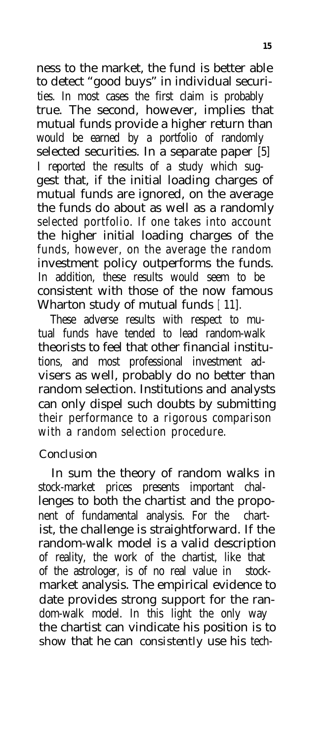ness to the market, the fund is better able to detect "good buys" in individual securities. In most cases the first claim is probably true. The second, however, implies that mutual funds provide a higher return than would be earned by a portfolio of randomly selected securities. In a separate paper [5] I reported the results of a study which suggest that, if the initial loading charges of mutual funds are ignored, on the average the funds do about as well as a randomly selected portfolio. If one takes into account the higher initial loading charges of the funds, however, on the average the random investment policy outperforms the funds. In addition, these results would seem to be consistent with those of the now famous Wharton study of mutual funds [11].

These adverse results with respect to mutual funds have tended to lead random-walk theorists to feel that other financial institutions, and most professional investment advisers as well, probably do no better than random selection. Institutions and analysts can only dispel such doubts by submitting their performance to a rigorous comparison with a random selection procedure.

## Conclusion

In sum the theory of random walks in stock-market prices presents important challenges to both the chartist and the proponent of fundamental analysis. For the chartist, the challenge is straightforward. If the random-walk model is a valid description of reality, the work of the chartist, like that of the astrologer, is of no real value in stock-market analysis. The empirical evidence to date provides strong support for the random-walk model. In this light the only way the chartist can vindicate his position is to show that he can consistently use his tech-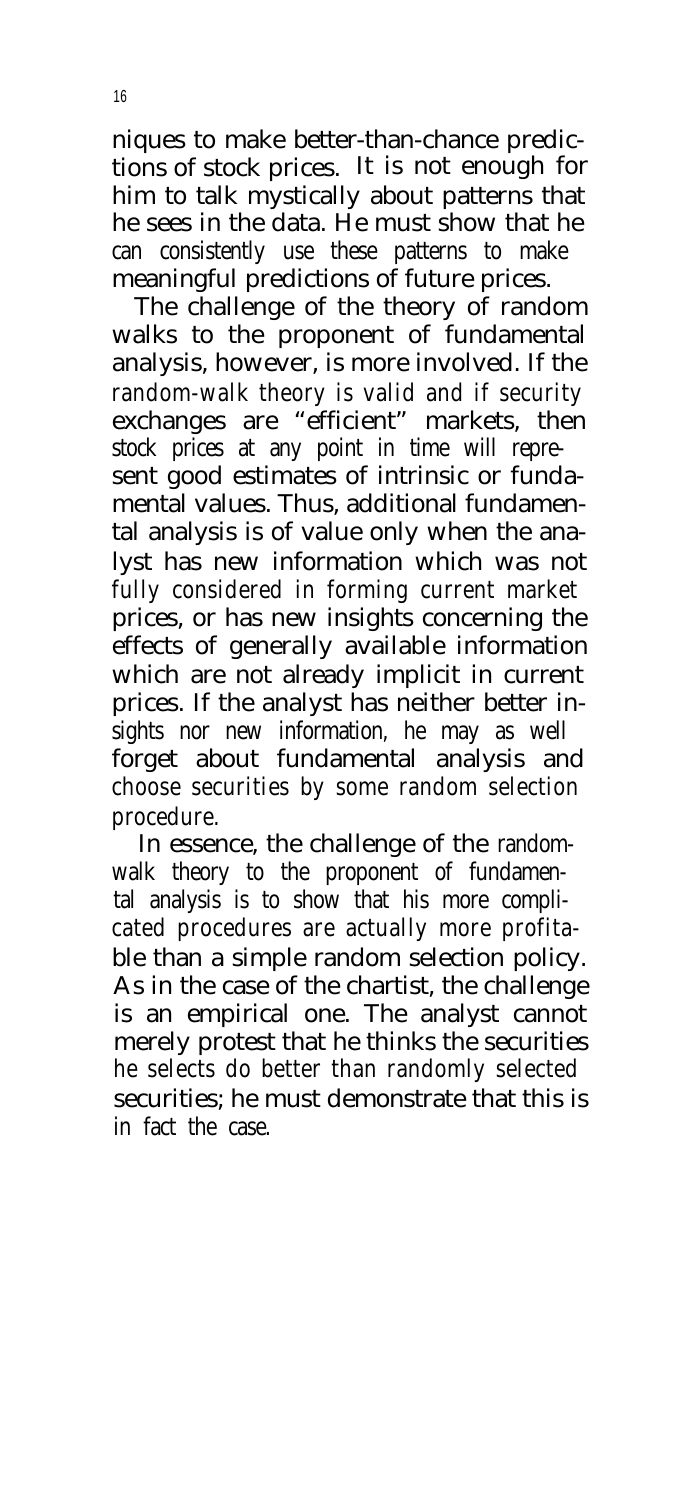niques to make better-than-chance predictions of stock prices. It is not enough for him to talk mystically about patterns that he sees in the data. He must show that he can consistently use these patterns to make meaningful predictions of future prices.

The challenge of the theory of random walks to the proponent of fundamental analysis, however, is more involved. If the random-walk theory is valid and if security exchanges are "efficient" markets, then stock prices at any point in time will represent good estimates of intrinsic or fundamental values. Thus, additional fundamental analysis is of value only when the analyst has new information which was not fully considered in forming current market prices, or has new insights concerning the effects of generally available information which are not already implicit in current prices. If the analyst has neither better insights nor new information, he may as well forget about fundamental analysis and choose securities by some random selection procedure.

In essence, the challenge of the random-walk theory to the proponent of fundamental analysis is to show that his more complicated procedures are actually more profitable than a simple random selection policy. As in the case of the chartist, the challenge is an empirical one. The analyst cannot merely protest that he thinks the securities he selects do better than randomly selected securities; he must demonstrate that this is in fact the case.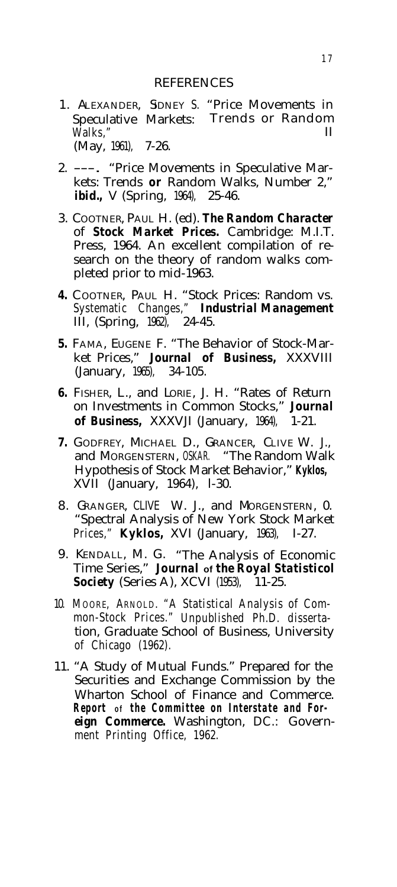## REFERENCES

1. ALEXANDER, SIDNEY S. "Price Movements in Speculative Markets: Trends or Random Walks," II (May, 1961), 7-26.

2. ———. "Price Movements in Speculative Markets: Trends or Random Walks, Number 2," *ibid.*, V (Spring, 1964), 25-46.

3. COOTNER, PAUL H. (ed). ***The Random Character* of *Stock Market Prices.*** Cambridge: M.I.T. Press, 1964. An excellent compilation of research on the theory of random walks completed prior to mid-1963.

4. COOTNER, PAUL H. "Stock Prices: Random vs. Systematic Changes," ***Industrial Management*** III, (Spring, 1962), 24-45.

5. FAMA, EUGENE F. "The Behavior of Stock-Market Prices," ***Journal of Business,*** XXXVIII (January, 1965), 34-105.

6. FISHER, L., and LORIE, J. H. "Rates of Return on Investments in Common Stocks," ***Journal of Business,*** XXXVJI (January, 1964), 1-21.

7. GODFREY, MICHAEL D., GRANCER, CLIVE W. J., and MORGENSTERN, OSKAR. "The Random Walk Hypothesis of Stock Market Behavior," ***Kyklos,*** XVII (January, 1964), l-30.

8. GRANGER, CLIVE W. J., and MORGENSTERN, 0. "Spectral Analysis of New York Stock Market Prices," ***Kyklos,*** XVI (January, 1963), I-27.

9. KENDALL, M. G. "The Analysis of Economic Time Series," ***Journal of the Royal Statisticol Society*** (Series A), XCVI (1953), 11-25.

10. MOORE, ARNOLD. "A Statistical Analysis of Common-Stock Prices." Unpublished Ph.D. dissertation, Graduate School of Business, University of Chicago (1962).

11. "A Study of Mutual Funds." Prepared for the Securities and Exchange Commission by the Wharton School of Finance and Commerce. ***Report of the Committee on Interstate and Foreign Commerce.*** Washington, DC.: Government Printing Office, 1962.